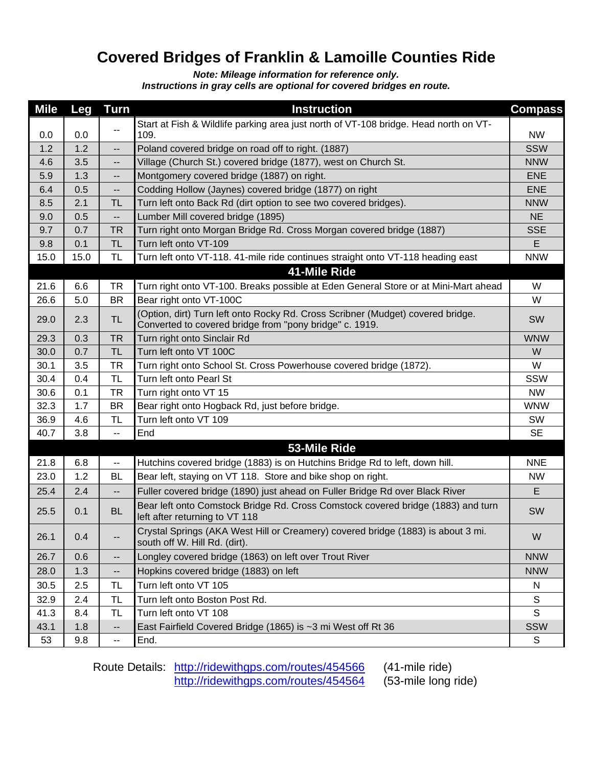# Covered Bridges of Franklin & Lamoille Counties Ride

***Note: Mileage information for reference only.***
***Instructions in gray cells are optional for covered bridges en route.***

| Mile | Leg | Turn | Instruction | Compass |
|---|---|---|---|---|
| 0.0 | 0.0 | -- | Start at Fish & Wildlife parking area just north of VT-108 bridge. Head north on VT-109. | NW |
| 1.2 | 1.2 | -- | Poland covered bridge on road off to right. (1887) | SSW |
| 4.6 | 3.5 | -- | Village (Church St.) covered bridge (1877), west on Church St. | NNW |
| 5.9 | 1.3 | -- | Montgomery covered bridge (1887) on right. | ENE |
| 6.4 | 0.5 | -- | Codding Hollow (Jaynes) covered bridge (1877) on right | ENE |
| 8.5 | 2.1 | TL | Turn left onto Back Rd (dirt option to see two covered bridges). | NNW |
| 9.0 | 0.5 | -- | Lumber Mill covered bridge (1895) | NE |
| 9.7 | 0.7 | TR | Turn right onto Morgan Bridge Rd. Cross Morgan covered bridge (1887) | SSE |
| 9.8 | 0.1 | TL | Turn left onto VT-109 | E |
| 15.0 | 15.0 | TL | Turn left onto VT-118. 41-mile ride continues straight onto VT-118 heading east | NNW |
| | | | **41-Mile Ride** | |
| 21.6 | 6.6 | TR | Turn right onto VT-100. Breaks possible at Eden General Store or at Mini-Mart ahead | W |
| 26.6 | 5.0 | BR | Bear right onto VT-100C | W |
| 29.0 | 2.3 | TL | (Option, dirt) Turn left onto Rocky Rd. Cross Scribner (Mudget) covered bridge. Converted to covered bridge from "pony bridge" c. 1919. | SW |
| 29.3 | 0.3 | TR | Turn right onto Sinclair Rd | WNW |
| 30.0 | 0.7 | TL | Turn left onto VT 100C | W |
| 30.1 | 3.5 | TR | Turn right onto School St. Cross Powerhouse covered bridge (1872). | W |
| 30.4 | 0.4 | TL | Turn left onto Pearl St | SSW |
| 30.6 | 0.1 | TR | Turn right onto VT 15 | NW |
| 32.3 | 1.7 | BR | Bear right onto Hogback Rd, just before bridge. | WNW |
| 36.9 | 4.6 | TL | Turn left onto VT 109 | SW |
| 40.7 | 3.8 | -- | End | SE |
| | | | **53-Mile Ride** | |
| 21.8 | 6.8 | -- | Hutchins covered bridge (1883) is on Hutchins Bridge Rd to left, down hill. | NNE |
| 23.0 | 1.2 | BL | Bear left, staying on VT 118. Store and bike shop on right. | NW |
| 25.4 | 2.4 | -- | Fuller covered bridge (1890) just ahead on Fuller Bridge Rd over Black River | E |
| 25.5 | 0.1 | BL | Bear left onto Comstock Bridge Rd. Cross Comstock covered bridge (1883) and turn left after returning to VT 118 | SW |
| 26.1 | 0.4 | -- | Crystal Springs (AKA West Hill or Creamery) covered bridge (1883) is about 3 mi. south off W. Hill Rd. (dirt). | W |
| 26.7 | 0.6 | -- | Longley covered bridge (1863) on left over Trout River | NNW |
| 28.0 | 1.3 | -- | Hopkins covered bridge (1883) on left | NNW |
| 30.5 | 2.5 | TL | Turn left onto VT 105 | N |
| 32.9 | 2.4 | TL | Turn left onto Boston Post Rd. | S |
| 41.3 | 8.4 | TL | Turn left onto VT 108 | S |
| 43.1 | 1.8 | -- | East Fairfield Covered Bridge (1865) is ~3 mi West off Rt 36 | SSW |
| 53 | 9.8 | -- | End. | S |

Route Details: http://ridewithgps.com/routes/454566 (41-mile ride)
http://ridewithgps.com/routes/454564 (53-mile long ride)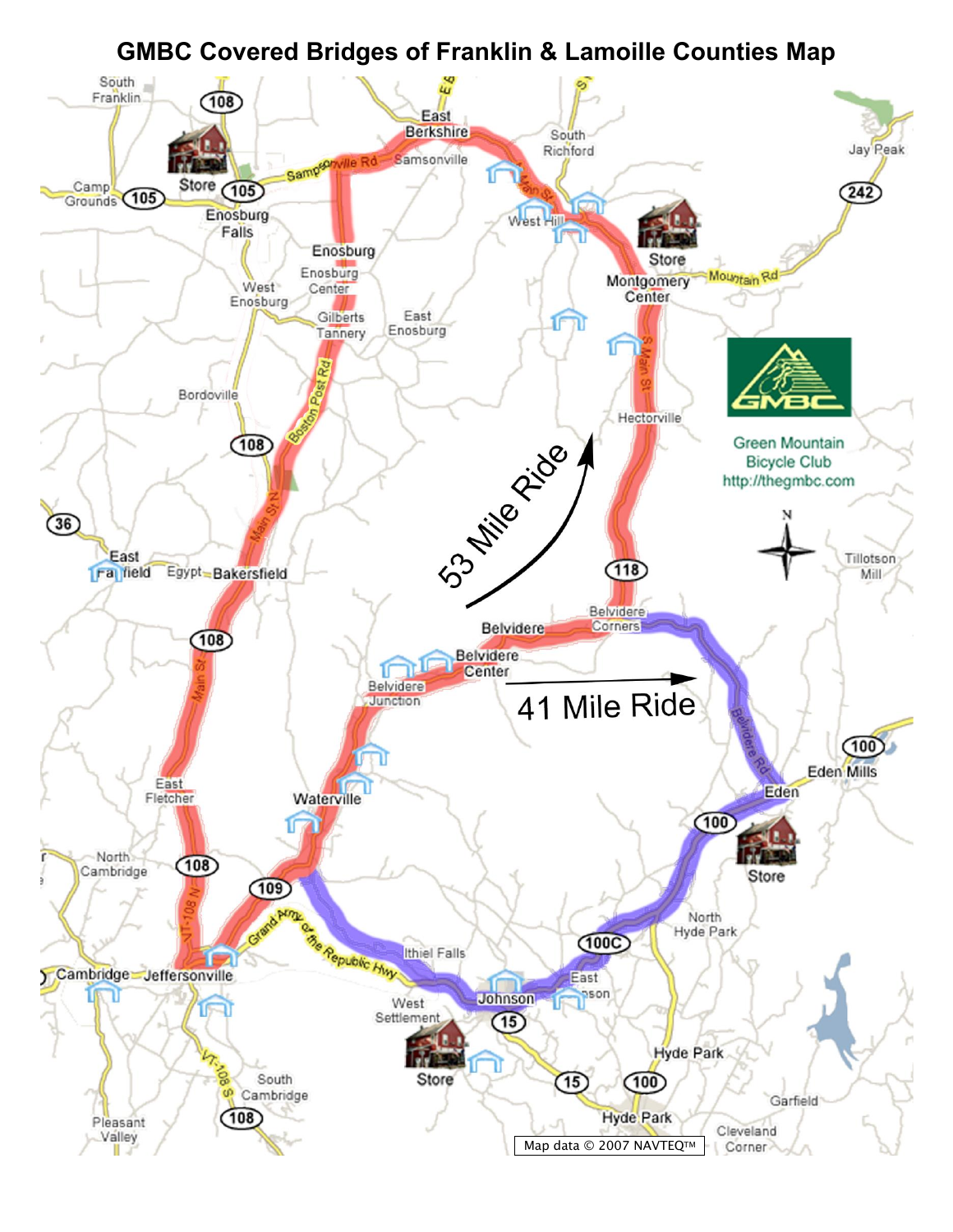# GMBC Covered Bridges of Franklin & Lamoille Counties Map

South Franklin
108
Store
105
Camp Grounds
105
Enosburg Falls
Sampsonville Rd
East Berkshire
Samsonville
South Richford
Jay Peak
242
West Hill
Store
Mountain Rd
Montgomery Center
Enosburg
Enosburg Center
West Enosburg
Gilberts Tannery
East Enosburg
Bordoville
Boston Post Rd
108
S Main St
Hectorville
Green Mountain Bicycle Club
http://thegmbc.com
53 Mile Ride
36
East Fairfield
Egypt
Bakersfield
Main St N
118
Tillotson Mill
108
Main St
Belvidere
Belvidere Corners
Belvidere Center
Belvidere Junction
41 Mile Ride
Belvidere Rd
100
Eden Mills
Eden
East Fletcher
Waterville
100
Store
North Cambridge
108
109
North Hyde Park
Grand Army of the Republic Hwy
100C
Cambridge
Jeffersonville
Ithiel Falls
East Johnson
VT-108 N
Johnson
15
West Settlement
Store
VT-108 S
South Cambridge
Hyde Park
15
100
Garfield
Pleasant Valley
108
Hyde Park
Cleveland Corner
Map data © 2007 NAVTEQ™